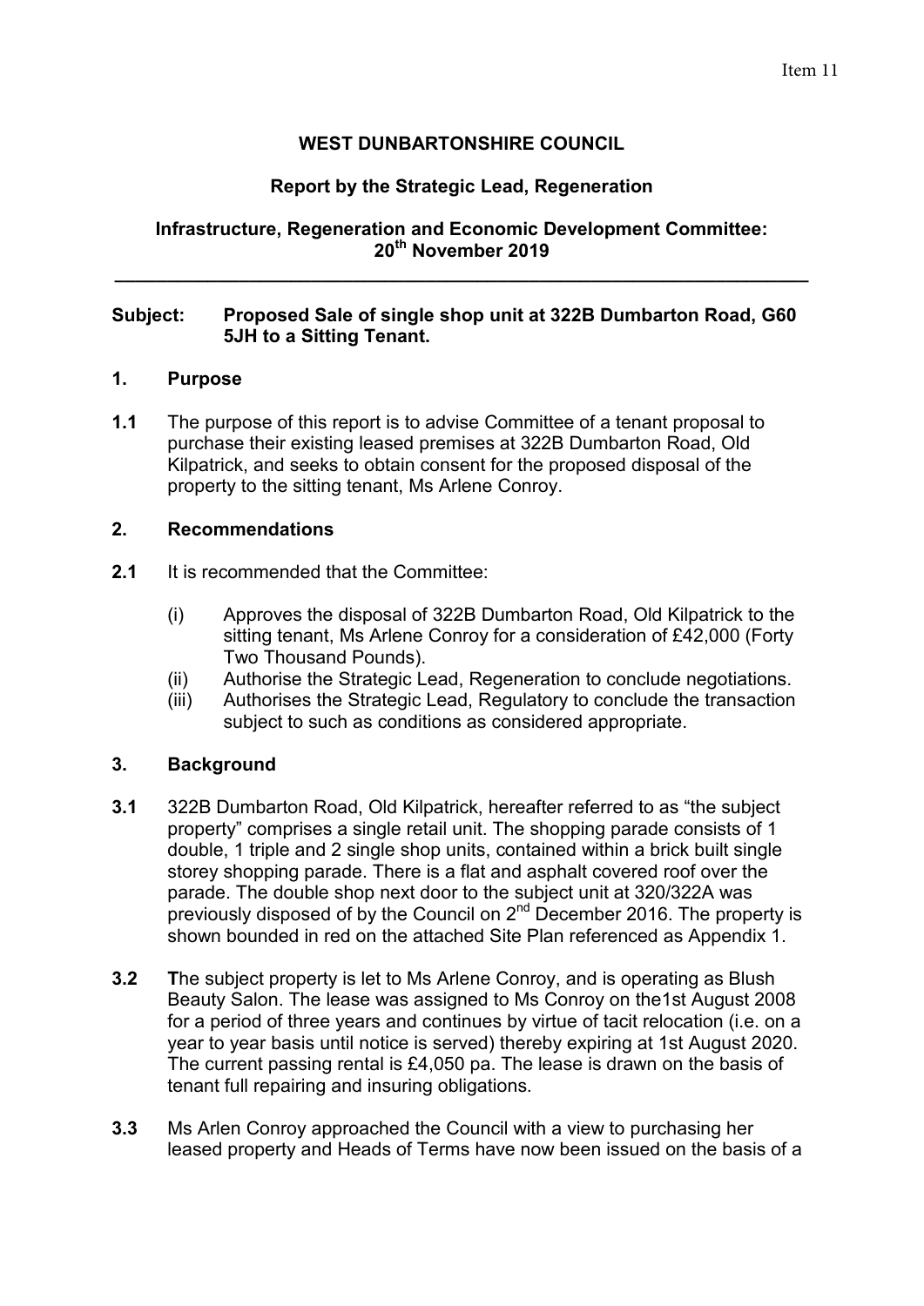Item 11

**WEST DUNBARTONSHIRE COUNCIL**

**Report by the Strategic Lead, Regeneration**

**Infrastructure, Regeneration and Economic Development Committee: 20th November 2019**

---

**Subject: Proposed Sale of single shop unit at 322B Dumbarton Road, G60 5JH to a Sitting Tenant.**

## 1. Purpose

**1.1** The purpose of this report is to advise Committee of a tenant proposal to purchase their existing leased premises at 322B Dumbarton Road, Old Kilpatrick, and seeks to obtain consent for the proposed disposal of the property to the sitting tenant, Ms Arlene Conroy.

## 2. Recommendations

**2.1** It is recommended that the Committee:

(i) Approves the disposal of 322B Dumbarton Road, Old Kilpatrick to the sitting tenant, Ms Arlene Conroy for a consideration of £42,000 (Forty Two Thousand Pounds).

(ii) Authorise the Strategic Lead, Regeneration to conclude negotiations.

(iii) Authorises the Strategic Lead, Regulatory to conclude the transaction subject to such as conditions as considered appropriate.

## 3. Background

**3.1** 322B Dumbarton Road, Old Kilpatrick, hereafter referred to as "the subject property" comprises a single retail unit. The shopping parade consists of 1 double, 1 triple and 2 single shop units, contained within a brick built single storey shopping parade. There is a flat and asphalt covered roof over the parade. The double shop next door to the subject unit at 320/322A was previously disposed of by the Council on 2nd December 2016. The property is shown bounded in red on the attached Site Plan referenced as Appendix 1.

**3.2** **T**he subject property is let to Ms Arlene Conroy, and is operating as Blush Beauty Salon. The lease was assigned to Ms Conroy on the1st August 2008 for a period of three years and continues by virtue of tacit relocation (i.e. on a year to year basis until notice is served) thereby expiring at 1st August 2020. The current passing rental is £4,050 pa. The lease is drawn on the basis of tenant full repairing and insuring obligations.

**3.3** Ms Arlen Conroy approached the Council with a view to purchasing her leased property and Heads of Terms have now been issued on the basis of a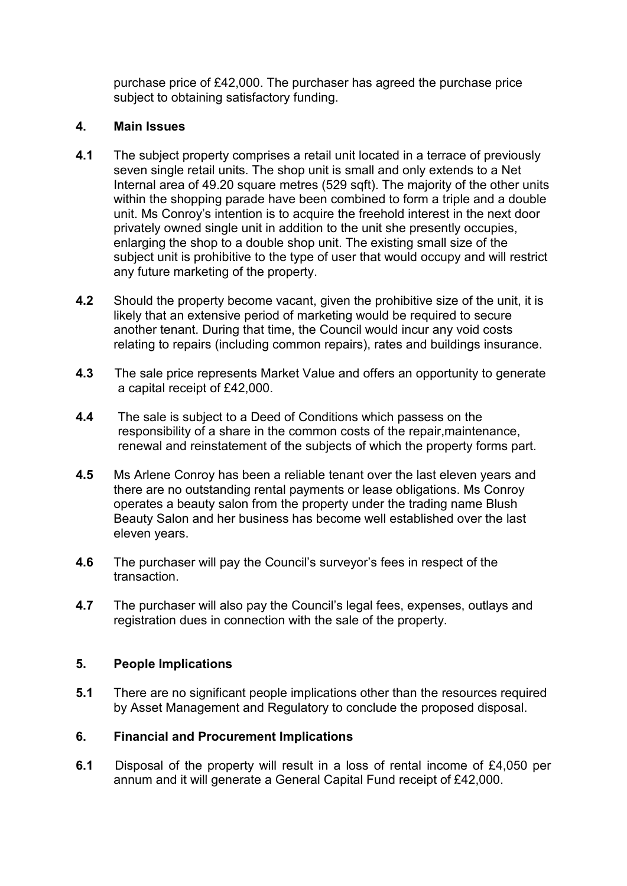purchase price of £42,000. The purchaser has agreed the purchase price subject to obtaining satisfactory funding.

## 4. Main Issues

**4.1** The subject property comprises a retail unit located in a terrace of previously seven single retail units. The shop unit is small and only extends to a Net Internal area of 49.20 square metres (529 sqft). The majority of the other units within the shopping parade have been combined to form a triple and a double unit. Ms Conroy's intention is to acquire the freehold interest in the next door privately owned single unit in addition to the unit she presently occupies, enlarging the shop to a double shop unit. The existing small size of the subject unit is prohibitive to the type of user that would occupy and will restrict any future marketing of the property.

**4.2** Should the property become vacant, given the prohibitive size of the unit, it is likely that an extensive period of marketing would be required to secure another tenant. During that time, the Council would incur any void costs relating to repairs (including common repairs), rates and buildings insurance.

**4.3** The sale price represents Market Value and offers an opportunity to generate a capital receipt of £42,000.

**4.4** The sale is subject to a Deed of Conditions which passess on the responsibility of a share in the common costs of the repair,maintenance, renewal and reinstatement of the subjects of which the property forms part.

**4.5** Ms Arlene Conroy has been a reliable tenant over the last eleven years and there are no outstanding rental payments or lease obligations. Ms Conroy operates a beauty salon from the property under the trading name Blush Beauty Salon and her business has become well established over the last eleven years.

**4.6** The purchaser will pay the Council's surveyor's fees in respect of the transaction.

**4.7** The purchaser will also pay the Council's legal fees, expenses, outlays and registration dues in connection with the sale of the property.

## 5. People Implications

**5.1** There are no significant people implications other than the resources required by Asset Management and Regulatory to conclude the proposed disposal.

## 6. Financial and Procurement Implications

**6.1** Disposal of the property will result in a loss of rental income of £4,050 per annum and it will generate a General Capital Fund receipt of £42,000.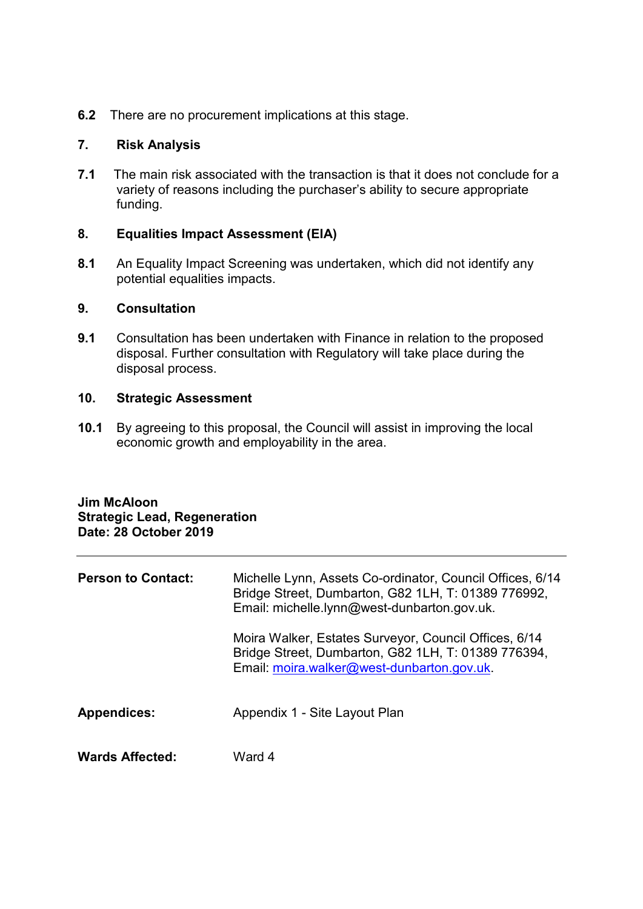**6.2** There are no procurement implications at this stage.

## 7. Risk Analysis

**7.1** The main risk associated with the transaction is that it does not conclude for a variety of reasons including the purchaser's ability to secure appropriate funding.

## 8. Equalities Impact Assessment (EIA)

**8.1** An Equality Impact Screening was undertaken, which did not identify any potential equalities impacts.

## 9. Consultation

**9.1** Consultation has been undertaken with Finance in relation to the proposed disposal. Further consultation with Regulatory will take place during the disposal process.

## 10. Strategic Assessment

**10.1** By agreeing to this proposal, the Council will assist in improving the local economic growth and employability in the area.

**Jim McAloon**
**Strategic Lead, Regeneration**
**Date: 28 October 2019**

---

**Person to Contact:** Michelle Lynn, Assets Co-ordinator, Council Offices, 6/14 Bridge Street, Dumbarton, G82 1LH, T: 01389 776992, Email: michelle.lynn@west-dunbarton.gov.uk.

Moira Walker, Estates Surveyor, Council Offices, 6/14 Bridge Street, Dumbarton, G82 1LH, T: 01389 776394, Email: moira.walker@west-dunbarton.gov.uk.

**Appendices:** Appendix 1 - Site Layout Plan

**Wards Affected:** Ward 4